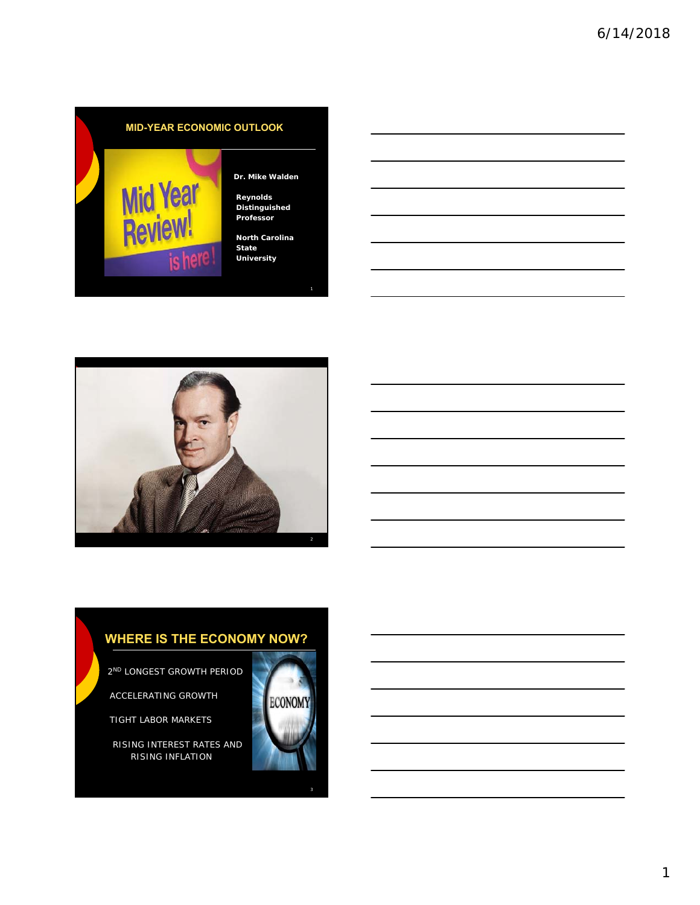## MID-YEAR ECONOMIC OUTLOOK

Mid Year Review! is here!

**Dr. Mike Walden**

**Reynolds Distinguished Professor**

**North Carolina State University**

## WHERE IS THE ECONOMY NOW?

2ND LONGEST GROWTH PERIOD

ACCELERATING GROWTH

TIGHT LABOR MARKETS

RISING INTEREST RATES AND RISING INFLATION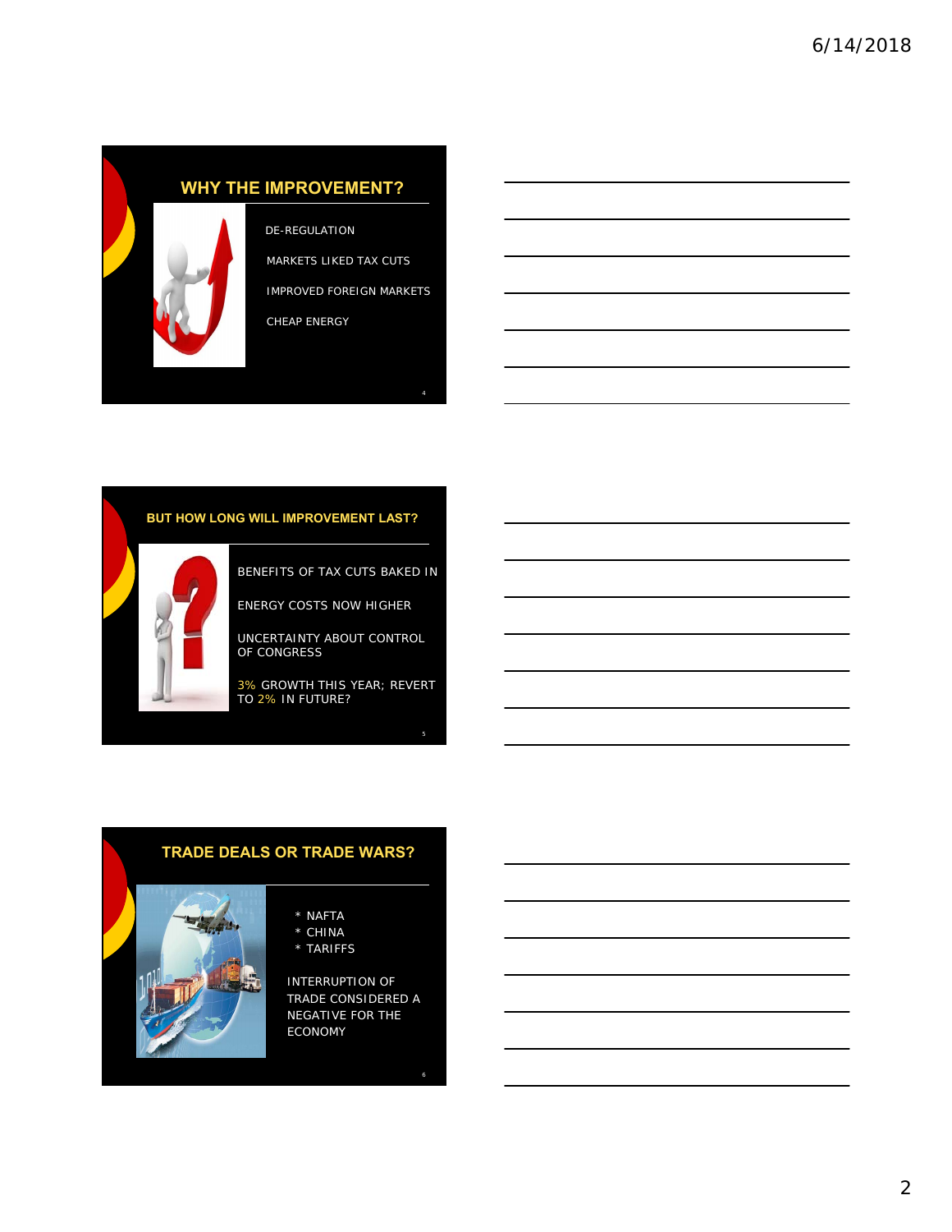## WHY THE IMPROVEMENT?

- DE-REGULATION
- MARKETS LIKED TAX CUTS
- IMPROVED FOREIGN MARKETS
- CHEAP ENERGY

## BUT HOW LONG WILL IMPROVEMENT LAST?

- BENEFITS OF TAX CUTS BAKED IN
- ENERGY COSTS NOW HIGHER
- UNCERTAINTY ABOUT CONTROL OF CONGRESS
- 3% GROWTH THIS YEAR; REVERT TO 2% IN FUTURE?

## TRADE DEALS OR TRADE WARS?

* NAFTA
* CHINA
* TARIFFS

INTERRUPTION OF TRADE CONSIDERED A NEGATIVE FOR THE ECONOMY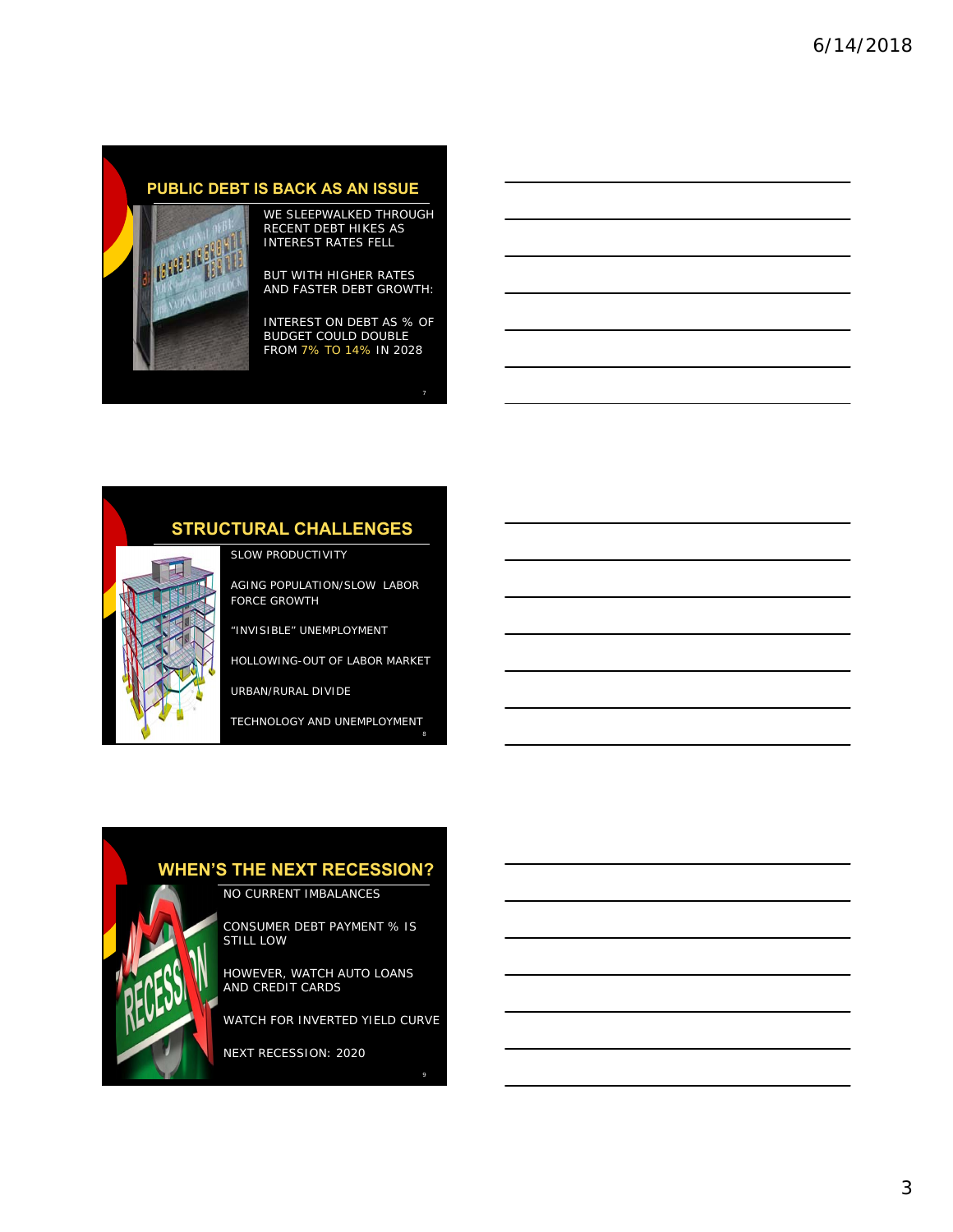## PUBLIC DEBT IS BACK AS AN ISSUE

WE SLEEPWALKED THROUGH RECENT DEBT HIKES AS INTEREST RATES FELL

BUT WITH HIGHER RATES AND FASTER DEBT GROWTH:

INTEREST ON DEBT AS % OF BUDGET COULD DOUBLE FROM 7% TO 14% IN 2028

## STRUCTURAL CHALLENGES

SLOW PRODUCTIVITY

AGING POPULATION/SLOW LABOR FORCE GROWTH

"INVISIBLE" UNEMPLOYMENT

HOLLOWING-OUT OF LABOR MARKET

URBAN/RURAL DIVIDE

TECHNOLOGY AND UNEMPLOYMENT

## WHEN'S THE NEXT RECESSION?

NO CURRENT IMBALANCES

CONSUMER DEBT PAYMENT % IS STILL LOW

HOWEVER, WATCH AUTO LOANS AND CREDIT CARDS

WATCH FOR INVERTED YIELD CURVE

NEXT RECESSION: 2020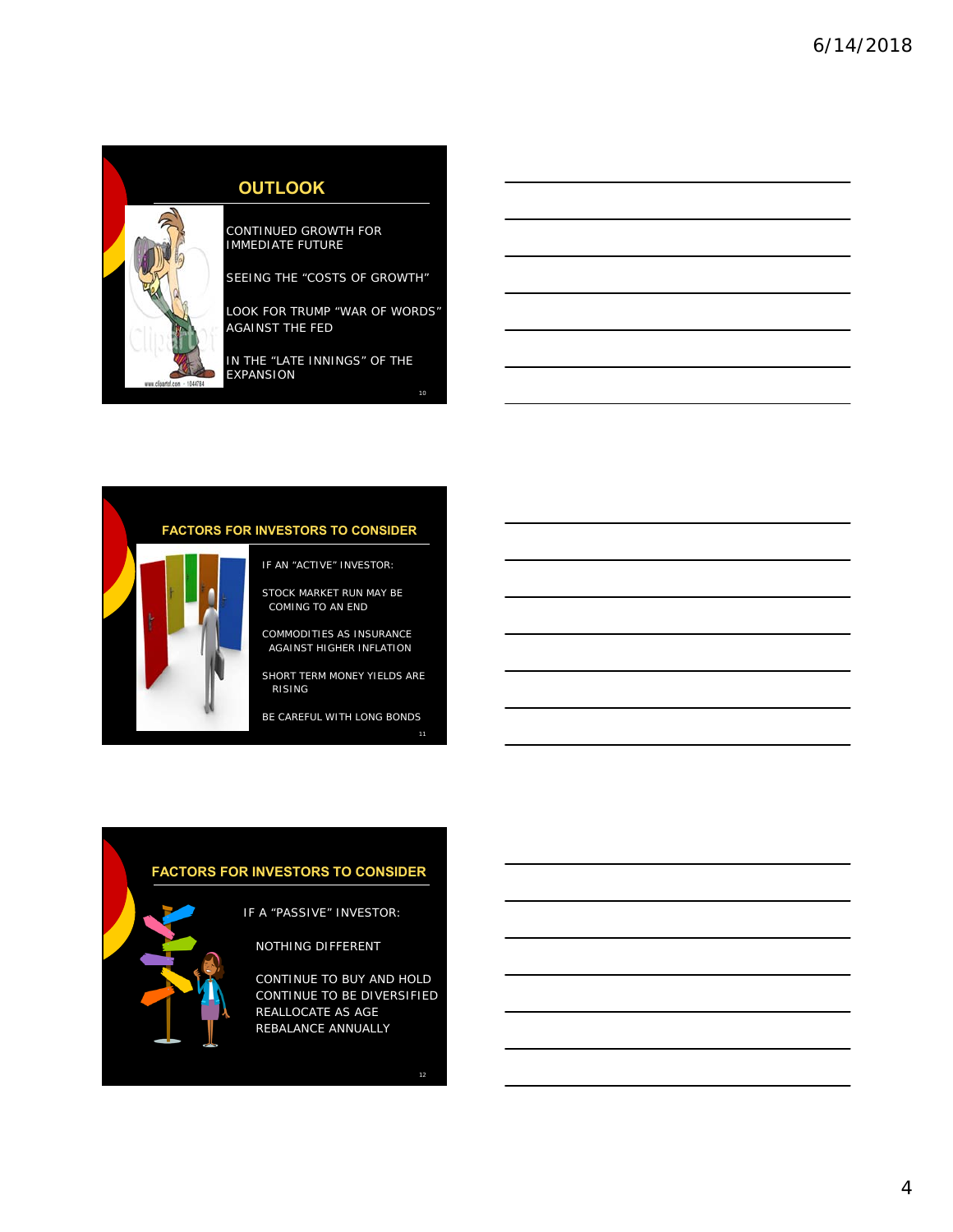## OUTLOOK

CONTINUED GROWTH FOR IMMEDIATE FUTURE

SEEING THE "COSTS OF GROWTH"

LOOK FOR TRUMP "WAR OF WORDS" AGAINST THE FED

IN THE "LATE INNINGS" OF THE EXPANSION

## FACTORS FOR INVESTORS TO CONSIDER

IF AN "ACTIVE" INVESTOR:

STOCK MARKET RUN MAY BE COMING TO AN END

COMMODITIES AS INSURANCE AGAINST HIGHER INFLATION

SHORT TERM MONEY YIELDS ARE RISING

BE CAREFUL WITH LONG BONDS

## FACTORS FOR INVESTORS TO CONSIDER

IF A "PASSIVE" INVESTOR:

NOTHING DIFFERENT

CONTINUE TO BUY AND HOLD
CONTINUE TO BE DIVERSIFIED
REALLOCATE AS AGE
REBALANCE ANNUALLY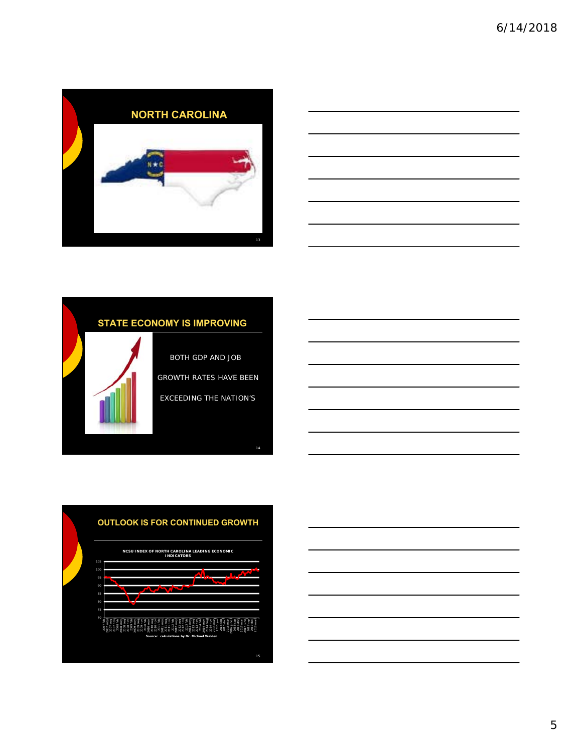## NORTH CAROLINA

## STATE ECONOMY IS IMPROVING

BOTH GDP AND JOB GROWTH RATES HAVE BEEN EXCEEDING THE NATION'S

## OUTLOOK IS FOR CONTINUED GROWTH

NCSU INDEX OF NORTH CAROLINA LEADING ECONOMIC INDICATORS

Source: calculations by Dr. Michael Walden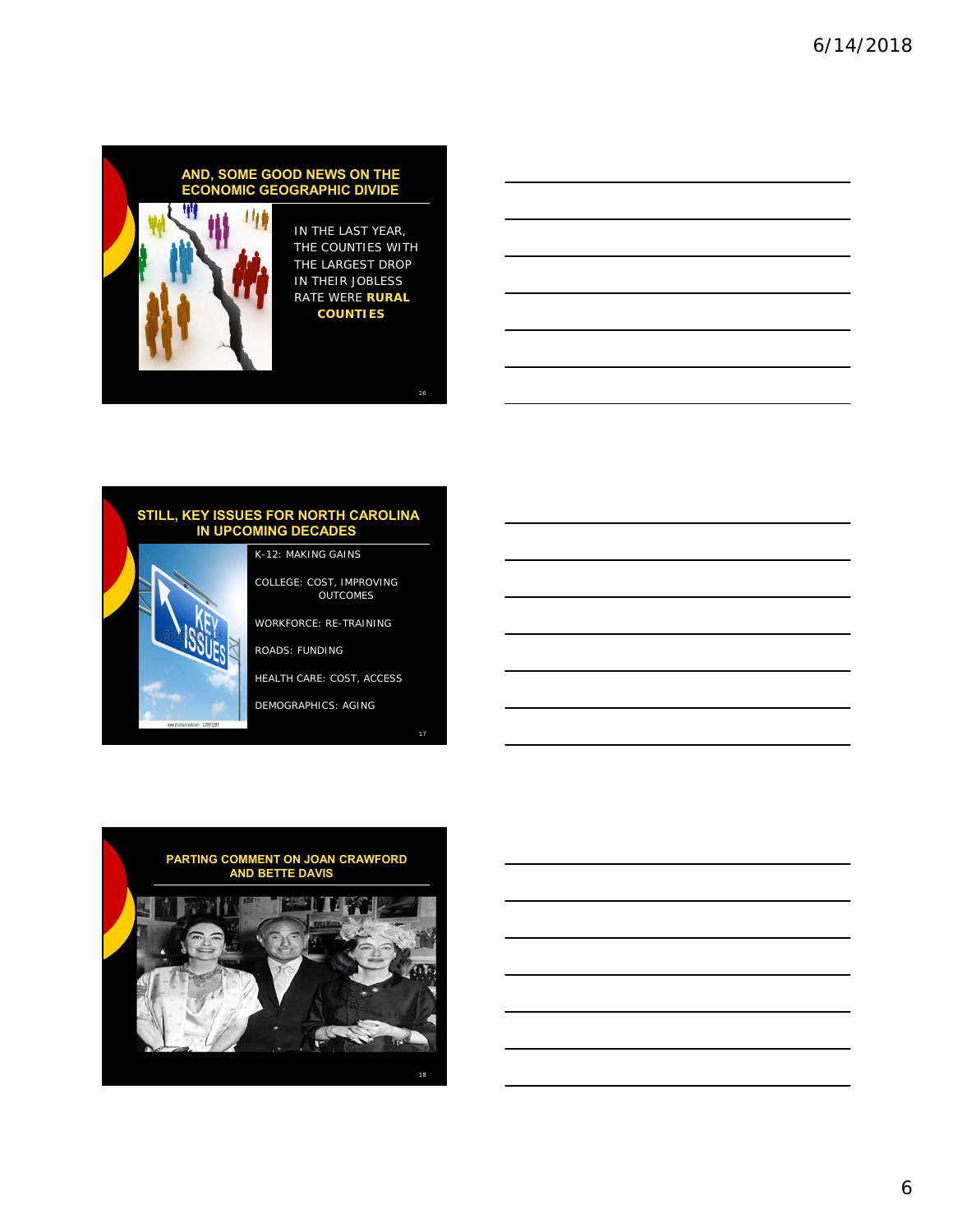## AND, SOME GOOD NEWS ON THE ECONOMIC GEOGRAPHIC DIVIDE

IN THE LAST YEAR, THE COUNTIES WITH THE LARGEST DROP IN THEIR JOBLESS RATE WERE **RURAL COUNTIES**

## STILL, KEY ISSUES FOR NORTH CAROLINA IN UPCOMING DECADES

K-12: MAKING GAINS

COLLEGE: COST, IMPROVING OUTCOMES

WORKFORCE: RE-TRAINING

ROADS: FUNDING

HEALTH CARE: COST, ACCESS

DEMOGRAPHICS: AGING

## PARTING COMMENT ON JOAN CRAWFORD AND BETTE DAVIS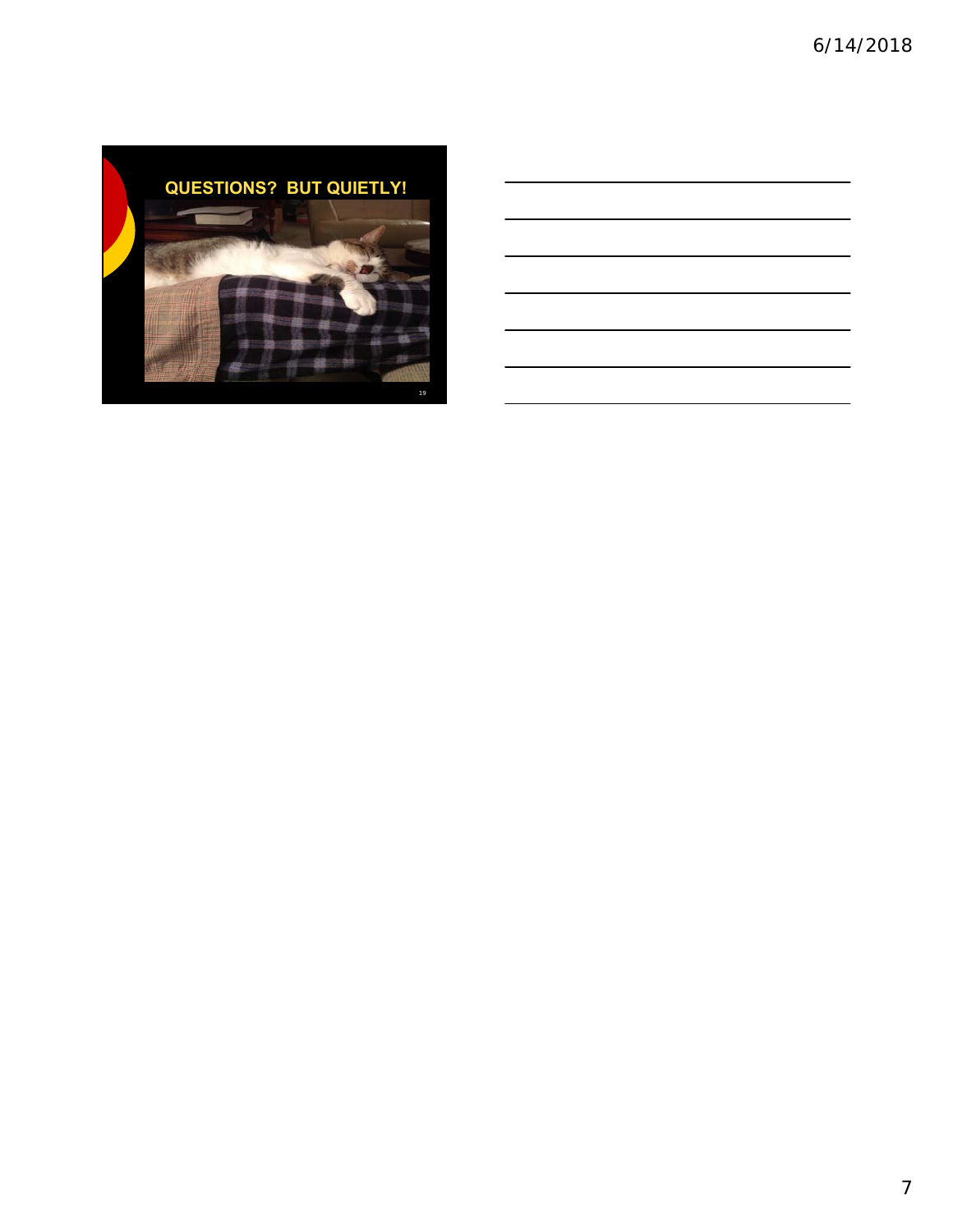QUESTIONS? BUT QUIETLY!